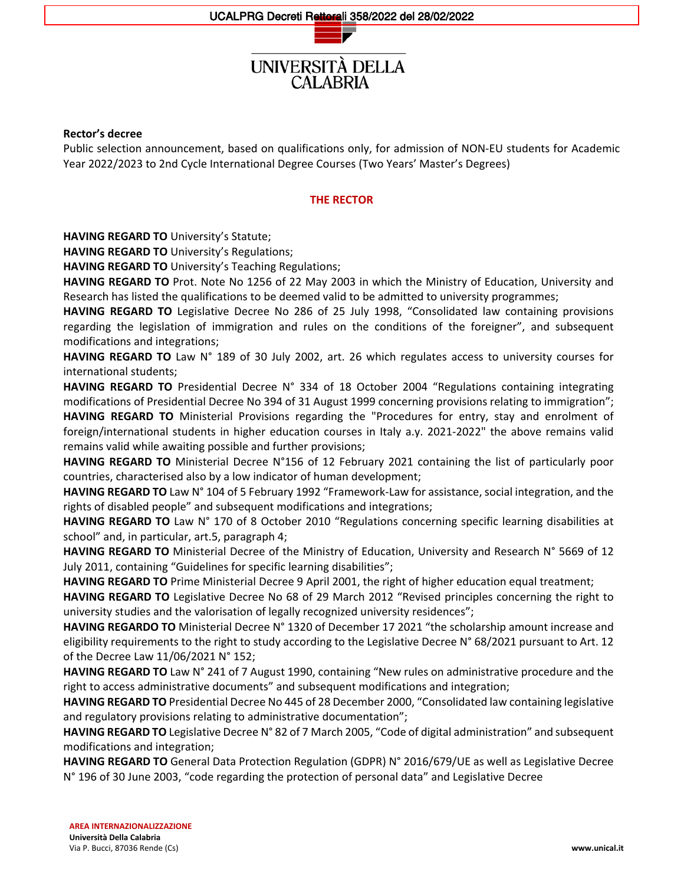UCALPRG Decreti Rettorali 358/2022 del 28/02/2022

UNIVERSITÀ DELLA CALABRIA

**Rector's decree**

Public selection announcement, based on qualifications only, for admission of NON-EU students for Academic Year 2022/2023 to 2nd Cycle International Degree Courses (Two Years' Master's Degrees)

## THE RECTOR

**HAVING REGARD TO** University's Statute;

**HAVING REGARD TO** University's Regulations;

**HAVING REGARD TO** University's Teaching Regulations;

**HAVING REGARD TO** Prot. Note No 1256 of 22 May 2003 in which the Ministry of Education, University and Research has listed the qualifications to be deemed valid to be admitted to university programmes;

**HAVING REGARD TO** Legislative Decree No 286 of 25 July 1998, "Consolidated law containing provisions regarding the legislation of immigration and rules on the conditions of the foreigner", and subsequent modifications and integrations;

**HAVING REGARD TO** Law N° 189 of 30 July 2002, art. 26 which regulates access to university courses for international students;

**HAVING REGARD TO** Presidential Decree N° 334 of 18 October 2004 "Regulations containing integrating modifications of Presidential Decree No 394 of 31 August 1999 concerning provisions relating to immigration";

**HAVING REGARD TO** Ministerial Provisions regarding the "Procedures for entry, stay and enrolment of foreign/international students in higher education courses in Italy a.y. 2021-2022" the above remains valid remains valid while awaiting possible and further provisions;

**HAVING REGARD TO** Ministerial Decree N°156 of 12 February 2021 containing the list of particularly poor countries, characterised also by a low indicator of human development;

**HAVING REGARD TO** Law N° 104 of 5 February 1992 "Framework-Law for assistance, social integration, and the rights of disabled people" and subsequent modifications and integrations;

**HAVING REGARD TO** Law N° 170 of 8 October 2010 "Regulations concerning specific learning disabilities at school" and, in particular, art.5, paragraph 4;

**HAVING REGARD TO** Ministerial Decree of the Ministry of Education, University and Research N° 5669 of 12 July 2011, containing "Guidelines for specific learning disabilities";

**HAVING REGARD TO** Prime Ministerial Decree 9 April 2001, the right of higher education equal treatment;

**HAVING REGARD TO** Legislative Decree No 68 of 29 March 2012 "Revised principles concerning the right to university studies and the valorisation of legally recognized university residences";

**HAVING REGARDO TO** Ministerial Decree N° 1320 of December 17 2021 "the scholarship amount increase and eligibility requirements to the right to study according to the Legislative Decree N° 68/2021 pursuant to Art. 12 of the Decree Law 11/06/2021 N° 152;

**HAVING REGARD TO** Law N° 241 of 7 August 1990, containing "New rules on administrative procedure and the right to access administrative documents" and subsequent modifications and integration;

**HAVING REGARD TO** Presidential Decree No 445 of 28 December 2000, "Consolidated law containing legislative and regulatory provisions relating to administrative documentation";

**HAVING REGARD TO** Legislative Decree N° 82 of 7 March 2005, "Code of digital administration" and subsequent modifications and integration;

**HAVING REGARD TO** General Data Protection Regulation (GDPR) N° 2016/679/UE as well as Legislative Decree N° 196 of 30 June 2003, "code regarding the protection of personal data" and Legislative Decree

**AREA INTERNAZIONALIZZAZIONE**
**Università Della Calabria**
Via P. Bucci, 87036 Rende (Cs)

**www.unical.it**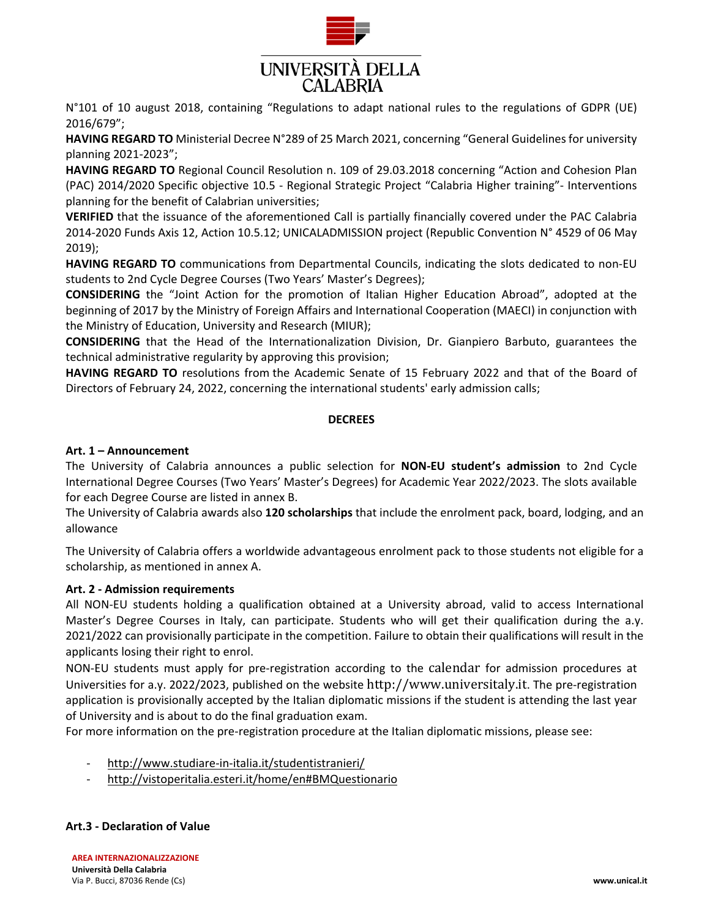N°101 of 10 august 2018, containing "Regulations to adapt national rules to the regulations of GDPR (UE) 2016/679";

**HAVING REGARD TO** Ministerial Decree N°289 of 25 March 2021, concerning "General Guidelines for university planning 2021-2023";

**HAVING REGARD TO** Regional Council Resolution n. 109 of 29.03.2018 concerning "Action and Cohesion Plan (PAC) 2014/2020 Specific objective 10.5 - Regional Strategic Project "Calabria Higher training"- Interventions planning for the benefit of Calabrian universities;

**VERIFIED** that the issuance of the aforementioned Call is partially financially covered under the PAC Calabria 2014-2020 Funds Axis 12, Action 10.5.12; UNICALADMISSION project (Republic Convention N° 4529 of 06 May 2019);

**HAVING REGARD TO** communications from Departmental Councils, indicating the slots dedicated to non-EU students to 2nd Cycle Degree Courses (Two Years' Master's Degrees);

**CONSIDERING** the "Joint Action for the promotion of Italian Higher Education Abroad", adopted at the beginning of 2017 by the Ministry of Foreign Affairs and International Cooperation (MAECI) in conjunction with the Ministry of Education, University and Research (MIUR);

**CONSIDERING** that the Head of the Internationalization Division, Dr. Gianpiero Barbuto, guarantees the technical administrative regularity by approving this provision;

**HAVING REGARD TO** resolutions from the Academic Senate of 15 February 2022 and that of the Board of Directors of February 24, 2022, concerning the international students' early admission calls;

**DECREES**

### Art. 1 – Announcement

The University of Calabria announces a public selection for **NON-EU student's admission** to 2nd Cycle International Degree Courses (Two Years' Master's Degrees) for Academic Year 2022/2023. The slots available for each Degree Course are listed in annex B.

The University of Calabria awards also **120 scholarships** that include the enrolment pack, board, lodging, and an allowance

The University of Calabria offers a worldwide advantageous enrolment pack to those students not eligible for a scholarship, as mentioned in annex A.

### Art. 2 - Admission requirements

All NON-EU students holding a qualification obtained at a University abroad, valid to access International Master's Degree Courses in Italy, can participate. Students who will get their qualification during the a.y. 2021/2022 can provisionally participate in the competition. Failure to obtain their qualifications will result in the applicants losing their right to enrol.

NON-EU students must apply for pre-registration according to the calendar for admission procedures at Universities for a.y. 2022/2023, published on the website http://www.universitaly.it. The pre-registration application is provisionally accepted by the Italian diplomatic missions if the student is attending the last year of University and is about to do the final graduation exam.

For more information on the pre-registration procedure at the Italian diplomatic missions, please see:

- http://www.studiare-in-italia.it/studentistranieri/
- http://vistoperitalia.esteri.it/home/en#BMQuestionario

### Art.3 - Declaration of Value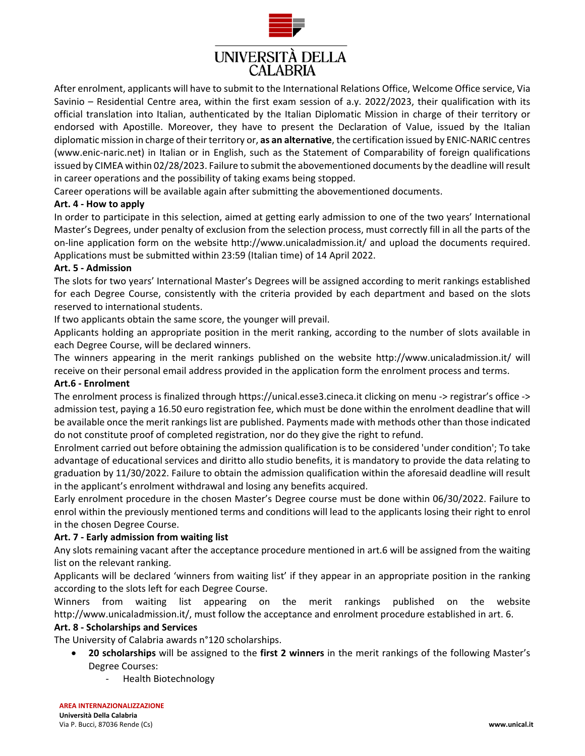After enrolment, applicants will have to submit to the International Relations Office, Welcome Office service, Via Savinio – Residential Centre area, within the first exam session of a.y. 2022/2023, their qualification with its official translation into Italian, authenticated by the Italian Diplomatic Mission in charge of their territory or endorsed with Apostille. Moreover, they have to present the Declaration of Value, issued by the Italian diplomatic mission in charge of their territory or, **as an alternative**, the certification issued by ENIC-NARIC centres (www.enic-naric.net) in Italian or in English, such as the Statement of Comparability of foreign qualifications issued by CIMEA within 02/28/2023. Failure to submit the abovementioned documents by the deadline will result in career operations and the possibility of taking exams being stopped.

Career operations will be available again after submitting the abovementioned documents.

**Art. 4 - How to apply**

In order to participate in this selection, aimed at getting early admission to one of the two years' International Master's Degrees, under penalty of exclusion from the selection process, must correctly fill in all the parts of the on-line application form on the website http://www.unicaladmission.it/ and upload the documents required. Applications must be submitted within 23:59 (Italian time) of 14 April 2022.

**Art. 5 - Admission**

The slots for two years' International Master's Degrees will be assigned according to merit rankings established for each Degree Course, consistently with the criteria provided by each department and based on the slots reserved to international students.

If two applicants obtain the same score, the younger will prevail.

Applicants holding an appropriate position in the merit ranking, according to the number of slots available in each Degree Course, will be declared winners.

The winners appearing in the merit rankings published on the website http://www.unicaladmission.it/ will receive on their personal email address provided in the application form the enrolment process and terms.

**Art.6 - Enrolment**

The enrolment process is finalized through https://unical.esse3.cineca.it clicking on menu -> registrar's office -> admission test, paying a 16.50 euro registration fee, which must be done within the enrolment deadline that will be available once the merit rankings list are published. Payments made with methods other than those indicated do not constitute proof of completed registration, nor do they give the right to refund.

Enrolment carried out before obtaining the admission qualification is to be considered 'under condition'; To take advantage of educational services and diritto allo studio benefits, it is mandatory to provide the data relating to graduation by 11/30/2022. Failure to obtain the admission qualification within the aforesaid deadline will result in the applicant's enrolment withdrawal and losing any benefits acquired.

Early enrolment procedure in the chosen Master's Degree course must be done within 06/30/2022. Failure to enrol within the previously mentioned terms and conditions will lead to the applicants losing their right to enrol in the chosen Degree Course.

**Art. 7 - Early admission from waiting list**

Any slots remaining vacant after the acceptance procedure mentioned in art.6 will be assigned from the waiting list on the relevant ranking.

Applicants will be declared 'winners from waiting list' if they appear in an appropriate position in the ranking according to the slots left for each Degree Course.

Winners from waiting list appearing on the merit rankings published on the website http://www.unicaladmission.it/, must follow the acceptance and enrolment procedure established in art. 6.

**Art. 8 - Scholarships and Services**

The University of Calabria awards n°120 scholarships.

- **20 scholarships** will be assigned to the **first 2 winners** in the merit rankings of the following Master's Degree Courses:
  - Health Biotechnology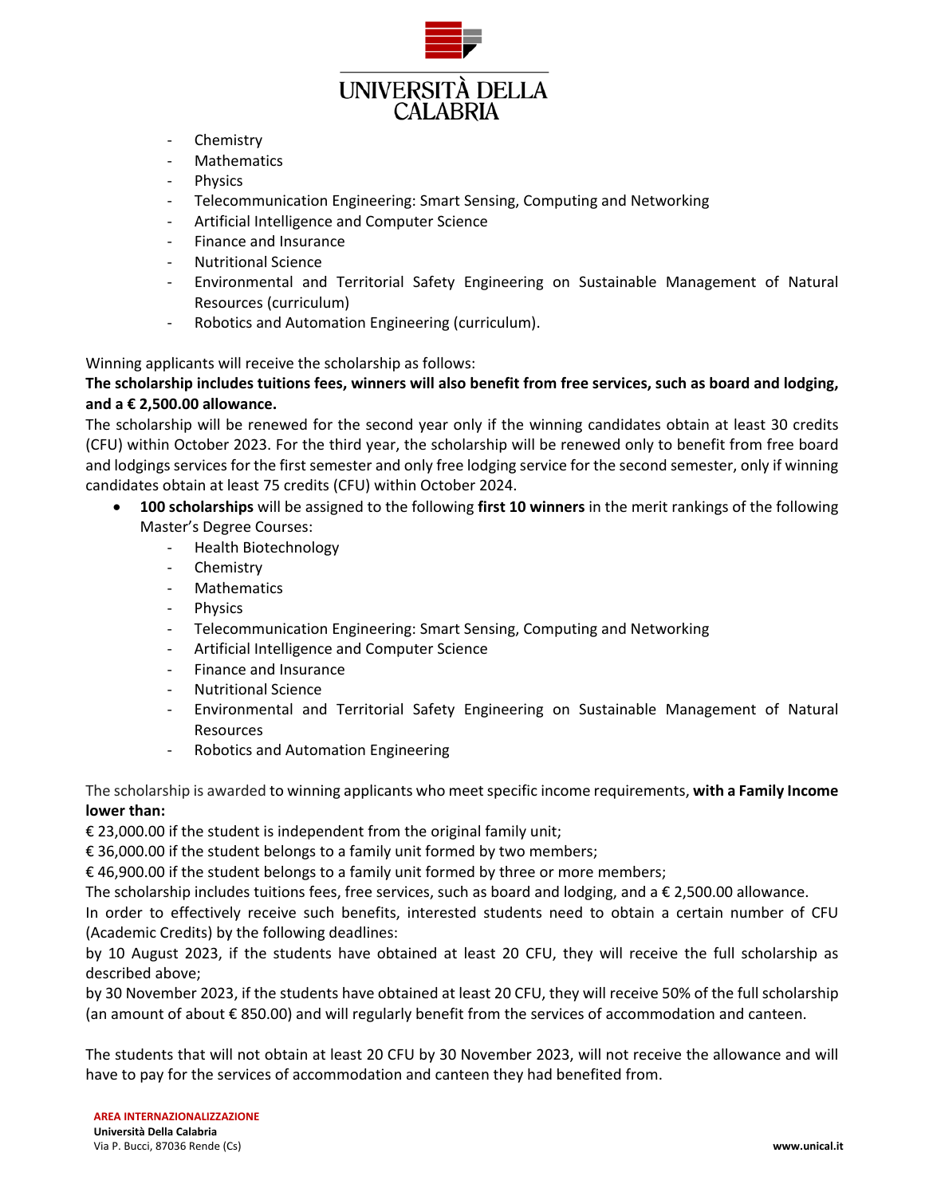- Chemistry
- Mathematics
- Physics
- Telecommunication Engineering: Smart Sensing, Computing and Networking
- Artificial Intelligence and Computer Science
- Finance and Insurance
- Nutritional Science
- Environmental and Territorial Safety Engineering on Sustainable Management of Natural Resources (curriculum)
- Robotics and Automation Engineering (curriculum).

Winning applicants will receive the scholarship as follows:

**The scholarship includes tuitions fees, winners will also benefit from free services, such as board and lodging, and a € 2,500.00 allowance.**

The scholarship will be renewed for the second year only if the winning candidates obtain at least 30 credits (CFU) within October 2023. For the third year, the scholarship will be renewed only to benefit from free board and lodgings services for the first semester and only free lodging service for the second semester, only if winning candidates obtain at least 75 credits (CFU) within October 2024.

- **100 scholarships** will be assigned to the following **first 10 winners** in the merit rankings of the following Master's Degree Courses:
  - Health Biotechnology
  - Chemistry
  - Mathematics
  - Physics
  - Telecommunication Engineering: Smart Sensing, Computing and Networking
  - Artificial Intelligence and Computer Science
  - Finance and Insurance
  - Nutritional Science
  - Environmental and Territorial Safety Engineering on Sustainable Management of Natural Resources
  - Robotics and Automation Engineering

The scholarship is awarded to winning applicants who meet specific income requirements, **with a Family Income lower than:**

€ 23,000.00 if the student is independent from the original family unit;

€ 36,000.00 if the student belongs to a family unit formed by two members;

€ 46,900.00 if the student belongs to a family unit formed by three or more members;

The scholarship includes tuitions fees, free services, such as board and lodging, and a € 2,500.00 allowance.

In order to effectively receive such benefits, interested students need to obtain a certain number of CFU (Academic Credits) by the following deadlines:

by 10 August 2023, if the students have obtained at least 20 CFU, they will receive the full scholarship as described above;

by 30 November 2023, if the students have obtained at least 20 CFU, they will receive 50% of the full scholarship (an amount of about € 850.00) and will regularly benefit from the services of accommodation and canteen.

The students that will not obtain at least 20 CFU by 30 November 2023, will not receive the allowance and will have to pay for the services of accommodation and canteen they had benefited from.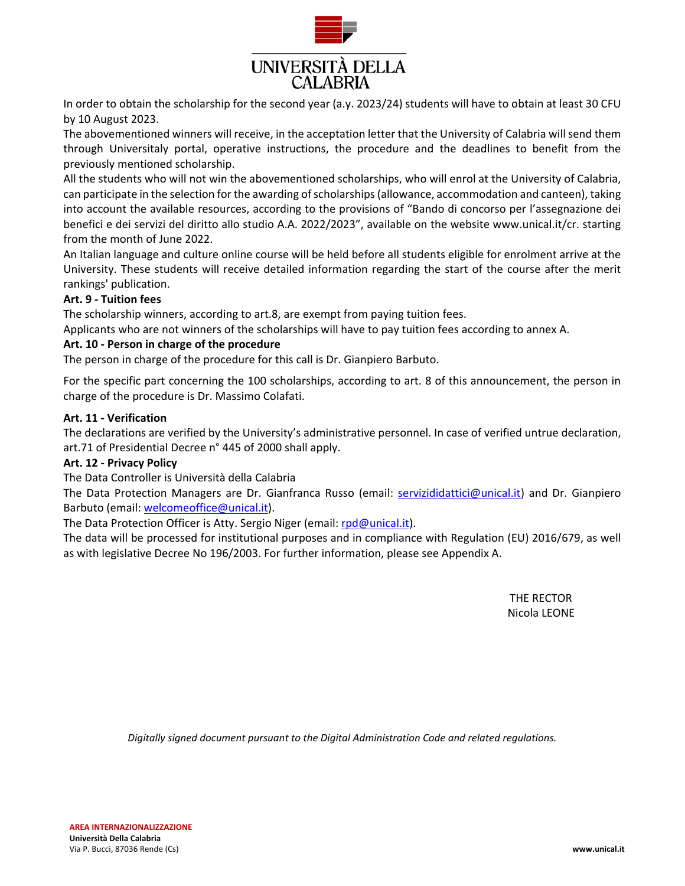In order to obtain the scholarship for the second year (a.y. 2023/24) students will have to obtain at least 30 CFU by 10 August 2023.

The abovementioned winners will receive, in the acceptation letter that the University of Calabria will send them through Universitaly portal, operative instructions, the procedure and the deadlines to benefit from the previously mentioned scholarship.

All the students who will not win the abovementioned scholarships, who will enrol at the University of Calabria, can participate in the selection for the awarding of scholarships (allowance, accommodation and canteen), taking into account the available resources, according to the provisions of "Bando di concorso per l'assegnazione dei benefici e dei servizi del diritto allo studio A.A. 2022/2023", available on the website www.unical.it/cr. starting from the month of June 2022.

An Italian language and culture online course will be held before all students eligible for enrolment arrive at the University. These students will receive detailed information regarding the start of the course after the merit rankings' publication.

**Art. 9 - Tuition fees**

The scholarship winners, according to art.8, are exempt from paying tuition fees.

Applicants who are not winners of the scholarships will have to pay tuition fees according to annex A.

**Art. 10 - Person in charge of the procedure**

The person in charge of the procedure for this call is Dr. Gianpiero Barbuto.

For the specific part concerning the 100 scholarships, according to art. 8 of this announcement, the person in charge of the procedure is Dr. Massimo Colafati.

**Art. 11 - Verification**

The declarations are verified by the University's administrative personnel. In case of verified untrue declaration, art.71 of Presidential Decree n° 445 of 2000 shall apply.

**Art. 12 - Privacy Policy**

The Data Controller is Università della Calabria

The Data Protection Managers are Dr. Gianfranca Russo (email: servizididattici@unical.it) and Dr. Gianpiero Barbuto (email: welcomeoffice@unical.it).

The Data Protection Officer is Atty. Sergio Niger (email: rpd@unical.it).

The data will be processed for institutional purposes and in compliance with Regulation (EU) 2016/679, as well as with legislative Decree No 196/2003. For further information, please see Appendix A.

THE RECTOR
Nicola LEONE

*Digitally signed document pursuant to the Digital Administration Code and related regulations.*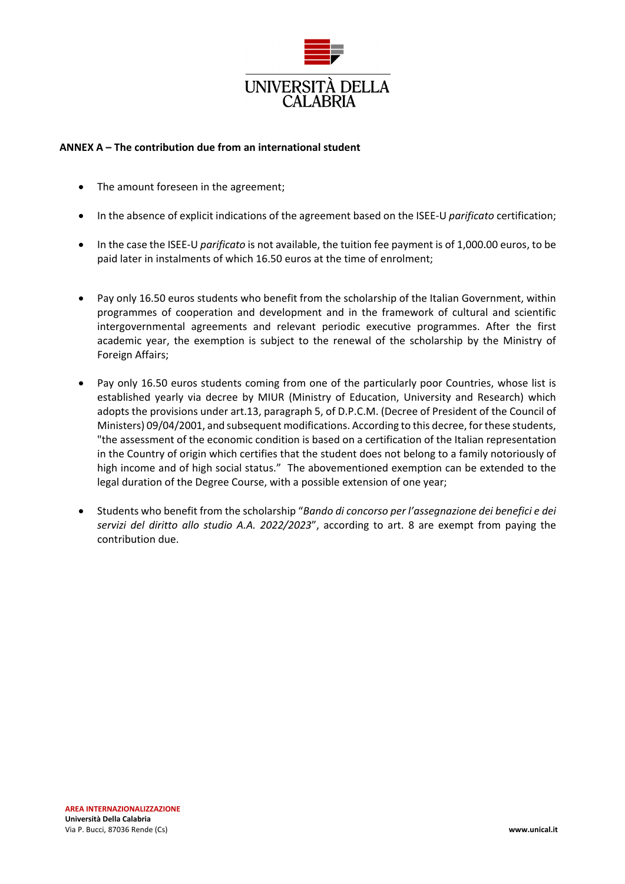**ANNEX A – The contribution due from an international student**

- The amount foreseen in the agreement;
- In the absence of explicit indications of the agreement based on the ISEE-U *parificato* certification;
- In the case the ISEE-U *parificato* is not available, the tuition fee payment is of 1,000.00 euros, to be paid later in instalments of which 16.50 euros at the time of enrolment;
- Pay only 16.50 euros students who benefit from the scholarship of the Italian Government, within programmes of cooperation and development and in the framework of cultural and scientific intergovernmental agreements and relevant periodic executive programmes. After the first academic year, the exemption is subject to the renewal of the scholarship by the Ministry of Foreign Affairs;
- Pay only 16.50 euros students coming from one of the particularly poor Countries, whose list is established yearly via decree by MIUR (Ministry of Education, University and Research) which adopts the provisions under art.13, paragraph 5, of D.P.C.M. (Decree of President of the Council of Ministers) 09/04/2001, and subsequent modifications. According to this decree, for these students, "the assessment of the economic condition is based on a certification of the Italian representation in the Country of origin which certifies that the student does not belong to a family notoriously of high income and of high social status." The abovementioned exemption can be extended to the legal duration of the Degree Course, with a possible extension of one year;
- Students who benefit from the scholarship "*Bando di concorso per l'assegnazione dei benefici e dei servizi del diritto allo studio A.A. 2022/2023*", according to art. 8 are exempt from paying the contribution due.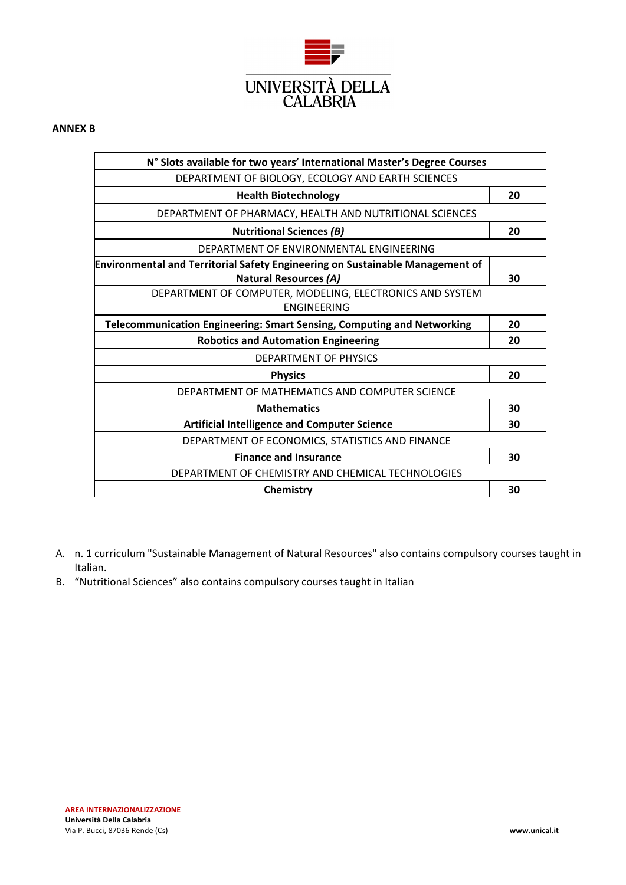UNIVERSITÀ DELLA CALABRIA

**ANNEX B**

| N° Slots available for two years' International Master's Degree Courses | |
|---|---|
| DEPARTMENT OF BIOLOGY, ECOLOGY AND EARTH SCIENCES | |
| **Health Biotechnology** | **20** |
| DEPARTMENT OF PHARMACY, HEALTH AND NUTRITIONAL SCIENCES | |
| **Nutritional Sciences *(B)*** | **20** |
| DEPARTMENT OF ENVIRONMENTAL ENGINEERING | |
| **Environmental and Territorial Safety Engineering on Sustainable Management of Natural Resources *(A)*** | **30** |
| DEPARTMENT OF COMPUTER, MODELING, ELECTRONICS AND SYSTEM ENGINEERING | |
| **Telecommunication Engineering: Smart Sensing, Computing and Networking** | **20** |
| **Robotics and Automation Engineering** | **20** |
| DEPARTMENT OF PHYSICS | |
| **Physics** | **20** |
| DEPARTMENT OF MATHEMATICS AND COMPUTER SCIENCE | |
| **Mathematics** | **30** |
| **Artificial Intelligence and Computer Science** | **30** |
| DEPARTMENT OF ECONOMICS, STATISTICS AND FINANCE | |
| **Finance and Insurance** | **30** |
| DEPARTMENT OF CHEMISTRY AND CHEMICAL TECHNOLOGIES | |
| **Chemistry** | **30** |

A. n. 1 curriculum "Sustainable Management of Natural Resources" also contains compulsory courses taught in Italian.
B. "Nutritional Sciences" also contains compulsory courses taught in Italian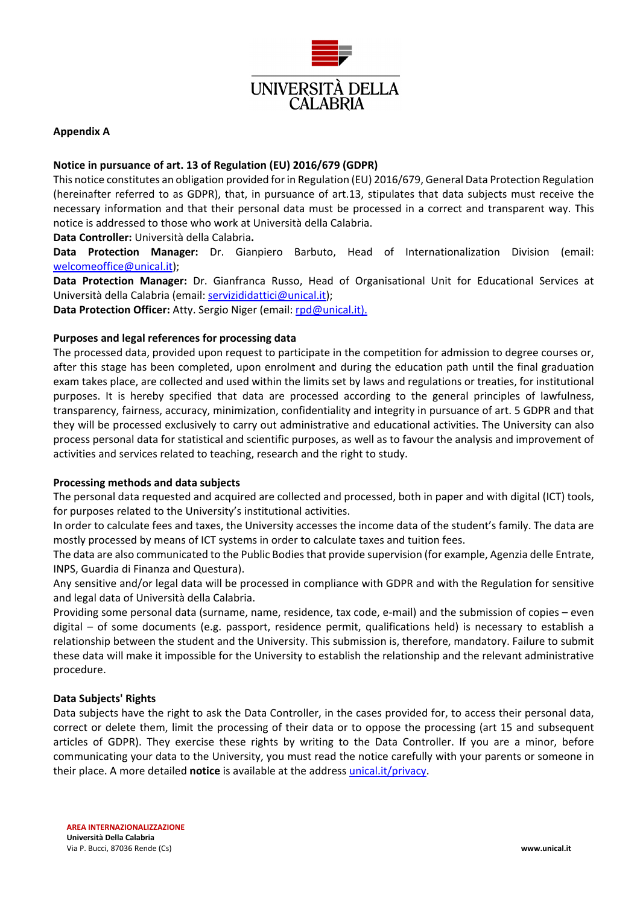UNIVERSITÀ DELLA CALABRIA

**Appendix A**

**Notice in pursuance of art. 13 of Regulation (EU) 2016/679 (GDPR)**

This notice constitutes an obligation provided for in Regulation (EU) 2016/679, General Data Protection Regulation (hereinafter referred to as GDPR), that, in pursuance of art.13, stipulates that data subjects must receive the necessary information and that their personal data must be processed in a correct and transparent way. This notice is addressed to those who work at Università della Calabria.

**Data Controller:** Università della Calabria**.**

**Data Protection Manager:** Dr. Gianpiero Barbuto, Head of Internationalization Division (email: welcomeoffice@unical.it);

**Data Protection Manager:** Dr. Gianfranca Russo, Head of Organisational Unit for Educational Services at Università della Calabria (email: servizididattici@unical.it);

**Data Protection Officer:** Atty. Sergio Niger (email: rpd@unical.it).

**Purposes and legal references for processing data**

The processed data, provided upon request to participate in the competition for admission to degree courses or, after this stage has been completed, upon enrolment and during the education path until the final graduation exam takes place, are collected and used within the limits set by laws and regulations or treaties, for institutional purposes. It is hereby specified that data are processed according to the general principles of lawfulness, transparency, fairness, accuracy, minimization, confidentiality and integrity in pursuance of art. 5 GDPR and that they will be processed exclusively to carry out administrative and educational activities. The University can also process personal data for statistical and scientific purposes, as well as to favour the analysis and improvement of activities and services related to teaching, research and the right to study.

**Processing methods and data subjects**

The personal data requested and acquired are collected and processed, both in paper and with digital (ICT) tools, for purposes related to the University's institutional activities.

In order to calculate fees and taxes, the University accesses the income data of the student's family. The data are mostly processed by means of ICT systems in order to calculate taxes and tuition fees.

The data are also communicated to the Public Bodies that provide supervision (for example, Agenzia delle Entrate, INPS, Guardia di Finanza and Questura).

Any sensitive and/or legal data will be processed in compliance with GDPR and with the Regulation for sensitive and legal data of Università della Calabria.

Providing some personal data (surname, name, residence, tax code, e-mail) and the submission of copies – even digital – of some documents (e.g. passport, residence permit, qualifications held) is necessary to establish a relationship between the student and the University. This submission is, therefore, mandatory. Failure to submit these data will make it impossible for the University to establish the relationship and the relevant administrative procedure.

**Data Subjects' Rights**

Data subjects have the right to ask the Data Controller, in the cases provided for, to access their personal data, correct or delete them, limit the processing of their data or to oppose the processing (art 15 and subsequent articles of GDPR). They exercise these rights by writing to the Data Controller. If you are a minor, before communicating your data to the University, you must read the notice carefully with your parents or someone in their place. A more detailed **notice** is available at the address unical.it/privacy.

**AREA INTERNAZIONALIZZAZIONE**
**Università Della Calabria**
Via P. Bucci, 87036 Rende (Cs)

**www.unical.it**